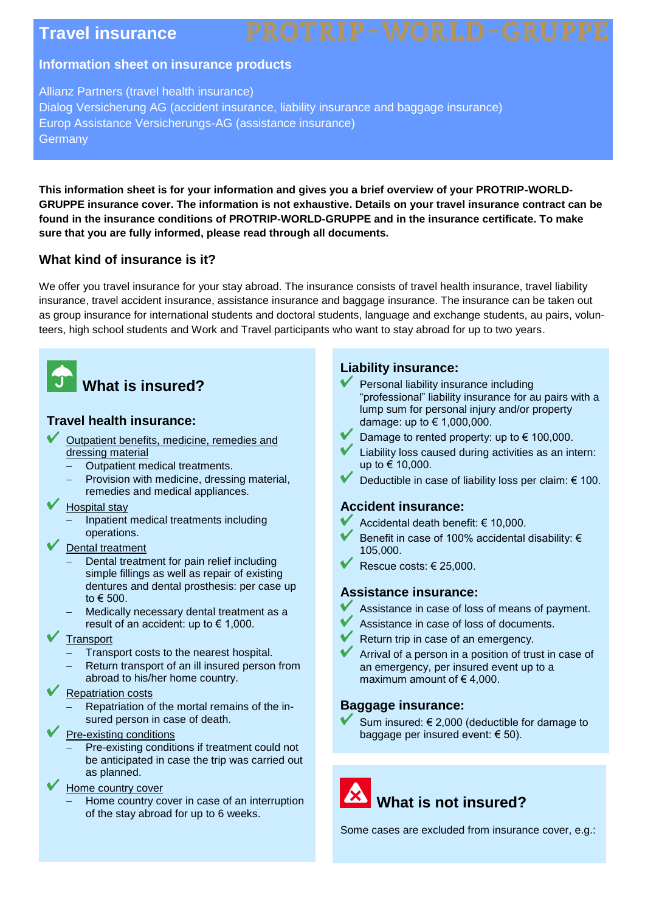# Travel insurance

PROTRIP-WORLD-GRUPPE

## Information sheet on insurance products

Allianz Partners (travel health insurance)
Dialog Versicherung AG (accident insurance, liability insurance and baggage insurance)
Europ Assistance Versicherungs-AG (assistance insurance)
Germany

**This information sheet is for your information and gives you a brief overview of your PROTRIP-WORLD-GRUPPE insurance cover. The information is not exhaustive. Details on your travel insurance contract can be found in the insurance conditions of PROTRIP-WORLD-GRUPPE and in the insurance certificate. To make sure that you are fully informed, please read through all documents.**

### What kind of insurance is it?

We offer you travel insurance for your stay abroad. The insurance consists of travel health insurance, travel liability insurance, travel accident insurance, assistance insurance and baggage insurance. The insurance can be taken out as group insurance for international students and doctoral students, language and exchange students, au pairs, volunteers, high school students and Work and Travel participants who want to stay abroad for up to two years.

## What is insured?

### Travel health insurance:

- ✔ Outpatient benefits, medicine, remedies and dressing material
  - Outpatient medical treatments.
  - Provision with medicine, dressing material, remedies and medical appliances.
- ✔ Hospital stay
  - Inpatient medical treatments including operations.
- ✔ Dental treatment
  - Dental treatment for pain relief including simple fillings as well as repair of existing dentures and dental prosthesis: per case up to € 500.
  - Medically necessary dental treatment as a result of an accident: up to € 1,000.
- ✔ Transport
  - Transport costs to the nearest hospital.
  - Return transport of an ill insured person from abroad to his/her home country.
- ✔ Repatriation costs
  - Repatriation of the mortal remains of the insured person in case of death.
- ✔ Pre-existing conditions
  - Pre-existing conditions if treatment could not be anticipated in case the trip was carried out as planned.
- ✔ Home country cover
  - Home country cover in case of an interruption of the stay abroad for up to 6 weeks.

### Liability insurance:

- ✔ Personal liability insurance including "professional" liability insurance for au pairs with a lump sum for personal injury and/or property damage: up to € 1,000,000.
- ✔ Damage to rented property: up to € 100,000.
- ✔ Liability loss caused during activities as an intern: up to € 10,000.
- ✔ Deductible in case of liability loss per claim: € 100.

### Accident insurance:

- ✔ Accidental death benefit: € 10,000.
- ✔ Benefit in case of 100% accidental disability: € 105,000.
- ✔ Rescue costs: € 25,000.

### Assistance insurance:

- ✔ Assistance in case of loss of means of payment.
- ✔ Assistance in case of loss of documents.
- ✔ Return trip in case of an emergency.
- ✔ Arrival of a person in a position of trust in case of an emergency, per insured event up to a maximum amount of € 4,000.

### Baggage insurance:

- ✔ Sum insured: € 2,000 (deductible for damage to baggage per insured event: € 50).

## What is not insured?

Some cases are excluded from insurance cover, e.g.: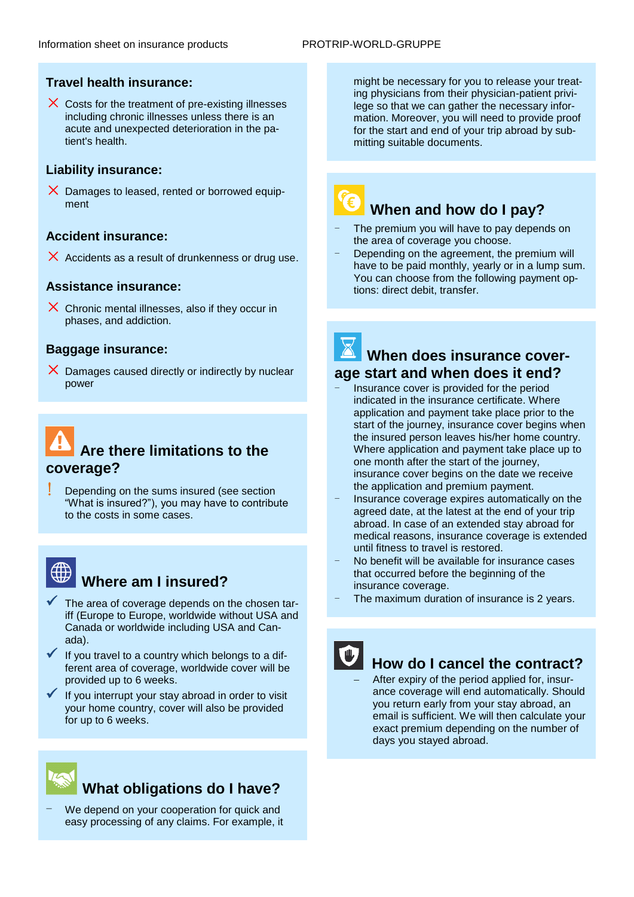### Travel health insurance:

- ✗ Costs for the treatment of pre-existing illnesses including chronic illnesses unless there is an acute and unexpected deterioration in the patient's health.

### Liability insurance:

- ✗ Damages to leased, rented or borrowed equipment

### Accident insurance:

- ✗ Accidents as a result of drunkenness or drug use.

### Assistance insurance:

- ✗ Chronic mental illnesses, also if they occur in phases, and addiction.

### Baggage insurance:

- ✗ Damages caused directly or indirectly by nuclear power

## Are there limitations to the coverage?

! Depending on the sums insured (see section "What is insured?"), you may have to contribute to the costs in some cases.

## Where am I insured?

- ✓ The area of coverage depends on the chosen tariff (Europe to Europe, worldwide without USA and Canada or worldwide including USA and Canada).
- ✓ If you travel to a country which belongs to a different area of coverage, worldwide cover will be provided up to 6 weeks.
- ✓ If you interrupt your stay abroad in order to visit your home country, cover will also be provided for up to 6 weeks.

## What obligations do I have?

- We depend on your cooperation for quick and easy processing of any claims. For example, it might be necessary for you to release your treating physicians from their physician-patient privilege so that we can gather the necessary information. Moreover, you will need to provide proof for the start and end of your trip abroad by submitting suitable documents.

## When and how do I pay?

- The premium you will have to pay depends on the area of coverage you choose.
- Depending on the agreement, the premium will have to be paid monthly, yearly or in a lump sum. You can choose from the following payment options: direct debit, transfer.

## When does insurance coverage start and when does it end?

- Insurance cover is provided for the period indicated in the insurance certificate. Where application and payment take place prior to the start of the journey, insurance cover begins when the insured person leaves his/her home country. Where application and payment take place up to one month after the start of the journey, insurance cover begins on the date we receive the application and premium payment.
- Insurance coverage expires automatically on the agreed date, at the latest at the end of your trip abroad. In case of an extended stay abroad for medical reasons, insurance coverage is extended until fitness to travel is restored.
- No benefit will be available for insurance cases that occurred before the beginning of the insurance coverage.
- The maximum duration of insurance is 2 years.

## How do I cancel the contract?

- After expiry of the period applied for, insurance coverage will end automatically. Should you return early from your stay abroad, an email is sufficient. We will then calculate your exact premium depending on the number of days you stayed abroad.